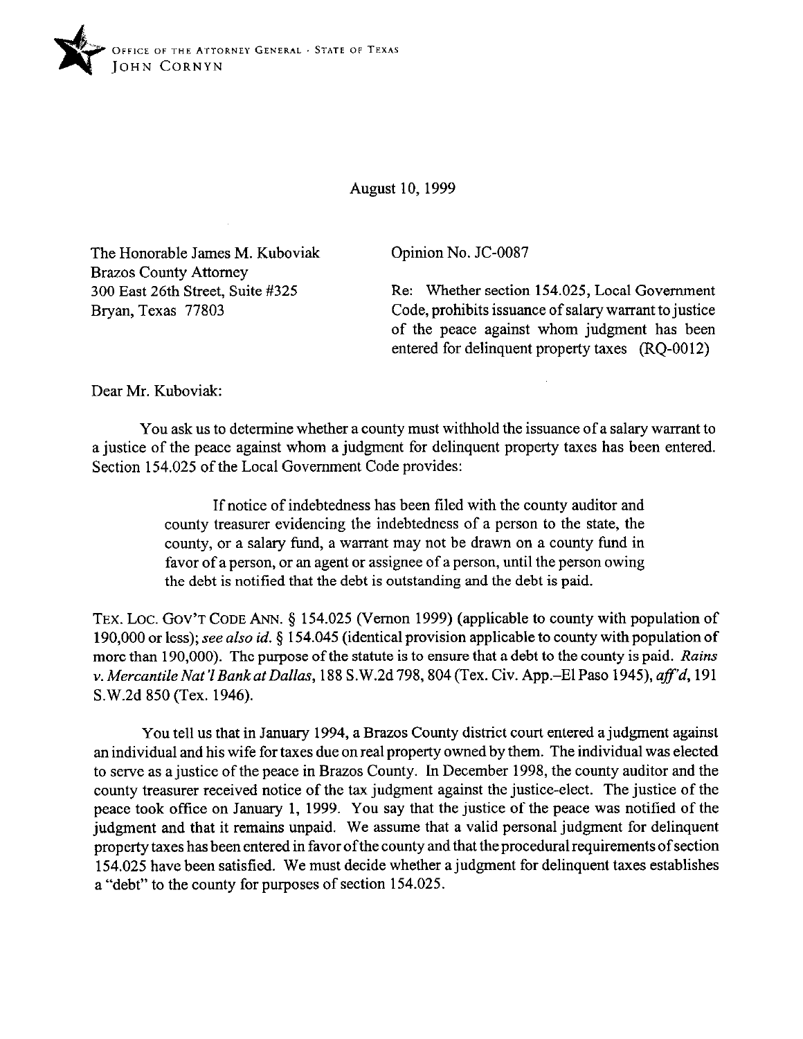OFFICE OF THE ATTORNEY GENERAL · STATE OF TEXAS
JOHN CORNYN

August 10, 1999

The Honorable James M. Kuboviak
Brazos County Attorney
300 East 26th Street, Suite #325
Bryan, Texas 77803

Opinion No. JC-0087

Re: Whether section 154.025, Local Government Code, prohibits issuance of salary warrant to justice of the peace against whom judgment has been entered for delinquent property taxes (RQ-0012)

Dear Mr. Kuboviak:

You ask us to determine whether a county must withhold the issuance of a salary warrant to a justice of the peace against whom a judgment for delinquent property taxes has been entered. Section 154.025 of the Local Government Code provides:

> If notice of indebtedness has been filed with the county auditor and county treasurer evidencing the indebtedness of a person to the state, the county, or a salary fund, a warrant may not be drawn on a county fund in favor of a person, or an agent or assignee of a person, until the person owing the debt is notified that the debt is outstanding and the debt is paid.

TEX. LOC. GOV'T CODE ANN. § 154.025 (Vernon 1999) (applicable to county with population of 190,000 or less); *see also id.* § 154.045 (identical provision applicable to county with population of more than 190,000). The purpose of the statute is to ensure that a debt to the county is paid. *Rains v. Mercantile Nat'l Bank at Dallas*, 188 S.W.2d 798, 804 (Tex. Civ. App.–El Paso 1945), *aff'd*, 191 S.W.2d 850 (Tex. 1946).

You tell us that in January 1994, a Brazos County district court entered a judgment against an individual and his wife for taxes due on real property owned by them. The individual was elected to serve as a justice of the peace in Brazos County. In December 1998, the county auditor and the county treasurer received notice of the tax judgment against the justice-elect. The justice of the peace took office on January 1, 1999. You say that the justice of the peace was notified of the judgment and that it remains unpaid. We assume that a valid personal judgment for delinquent property taxes has been entered in favor of the county and that the procedural requirements of section 154.025 have been satisfied. We must decide whether a judgment for delinquent taxes establishes a "debt" to the county for purposes of section 154.025.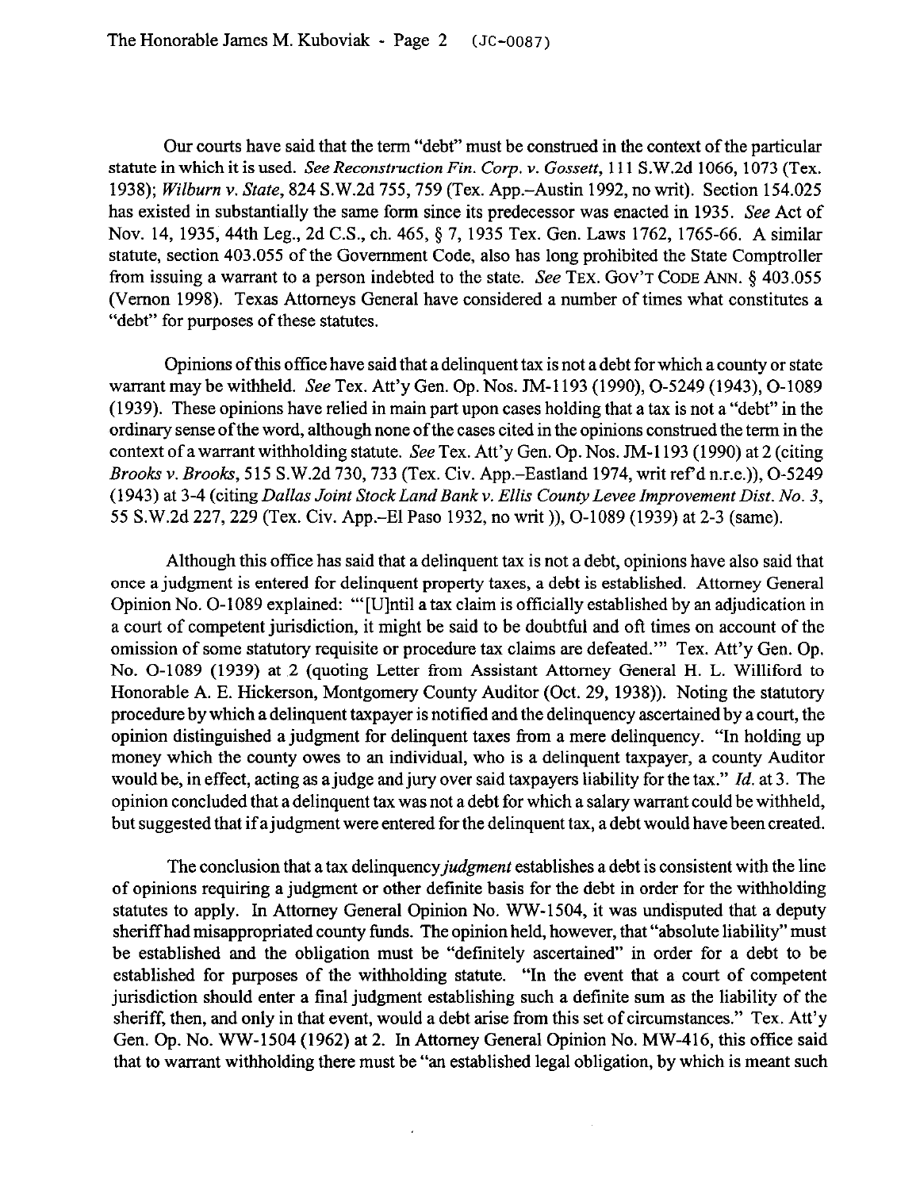Our courts have said that the term "debt" must be construed in the context of the particular statute in which it is used. *See Reconstruction Fin. Corp. v. Gossett*, 111 S.W.2d 1066, 1073 (Tex. 1938); *Wilburn v. State*, 824 S.W.2d 755, 759 (Tex. App.–Austin 1992, no writ). Section 154.025 has existed in substantially the same form since its predecessor was enacted in 1935. *See* Act of Nov. 14, 1935, 44th Leg., 2d C.S., ch. 465, § 7, 1935 Tex. Gen. Laws 1762, 1765-66. A similar statute, section 403.055 of the Government Code, also has long prohibited the State Comptroller from issuing a warrant to a person indebted to the state. *See* TEX. GOV'T CODE ANN. § 403.055 (Vernon 1998). Texas Attorneys General have considered a number of times what constitutes a "debt" for purposes of these statutes.

Opinions of this office have said that a delinquent tax is not a debt for which a county or state warrant may be withheld. *See* Tex. Att'y Gen. Op. Nos. JM-1193 (1990), O-5249 (1943), O-1089 (1939). These opinions have relied in main part upon cases holding that a tax is not a "debt" in the ordinary sense of the word, although none of the cases cited in the opinions construed the term in the context of a warrant withholding statute. *See* Tex. Att'y Gen. Op. Nos. JM-1193 (1990) at 2 (citing *Brooks v. Brooks*, 515 S.W.2d 730, 733 (Tex. Civ. App.–Eastland 1974, writ ref'd n.r.e.)), O-5249 (1943) at 3-4 (citing *Dallas Joint Stock Land Bank v. Ellis County Levee Improvement Dist. No. 3*, 55 S.W.2d 227, 229 (Tex. Civ. App.–El Paso 1932, no writ )), O-1089 (1939) at 2-3 (same).

Although this office has said that a delinquent tax is not a debt, opinions have also said that once a judgment is entered for delinquent property taxes, a debt is established. Attorney General Opinion No. O-1089 explained: "'[U]ntil a tax claim is officially established by an adjudication in a court of competent jurisdiction, it might be said to be doubtful and oft times on account of the omission of some statutory requisite or procedure tax claims are defeated.'" Tex. Att'y Gen. Op. No. O-1089 (1939) at 2 (quoting Letter from Assistant Attorney General H. L. Williford to Honorable A. E. Hickerson, Montgomery County Auditor (Oct. 29, 1938)). Noting the statutory procedure by which a delinquent taxpayer is notified and the delinquency ascertained by a court, the opinion distinguished a judgment for delinquent taxes from a mere delinquency. "In holding up money which the county owes to an individual, who is a delinquent taxpayer, a county Auditor would be, in effect, acting as a judge and jury over said taxpayers liability for the tax." *Id.* at 3. The opinion concluded that a delinquent tax was not a debt for which a salary warrant could be withheld, but suggested that if a judgment were entered for the delinquent tax, a debt would have been created.

The conclusion that a tax delinquency *judgment* establishes a debt is consistent with the line of opinions requiring a judgment or other definite basis for the debt in order for the withholding statutes to apply. In Attorney General Opinion No. WW-1504, it was undisputed that a deputy sheriff had misappropriated county funds. The opinion held, however, that "absolute liability" must be established and the obligation must be "definitely ascertained" in order for a debt to be established for purposes of the withholding statute. "In the event that a court of competent jurisdiction should enter a final judgment establishing such a definite sum as the liability of the sheriff, then, and only in that event, would a debt arise from this set of circumstances." Tex. Att'y Gen. Op. No. WW-1504 (1962) at 2. In Attorney General Opinion No. MW-416, this office said that to warrant withholding there must be "an established legal obligation, by which is meant such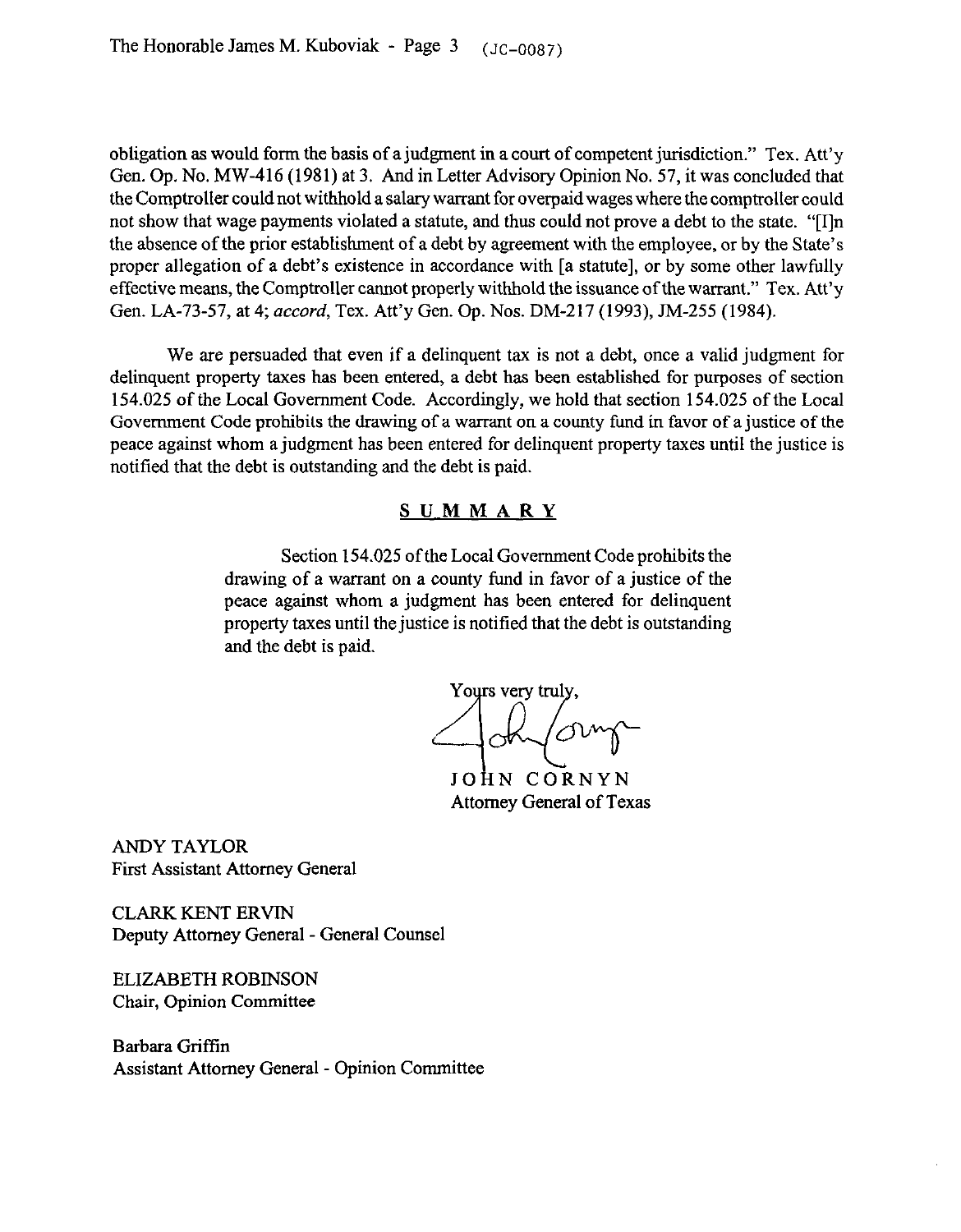obligation as would form the basis of a judgment in a court of competent jurisdiction." Tex. Att'y Gen. Op. No. MW-416 (1981) at 3. And in Letter Advisory Opinion No. 57, it was concluded that the Comptroller could not withhold a salary warrant for overpaid wages where the comptroller could not show that wage payments violated a statute, and thus could not prove a debt to the state. "[I]n the absence of the prior establishment of a debt by agreement with the employee, or by the State's proper allegation of a debt's existence in accordance with [a statute], or by some other lawfully effective means, the Comptroller cannot properly withhold the issuance of the warrant." Tex. Att'y Gen. LA-73-57, at 4; *accord*, Tex. Att'y Gen. Op. Nos. DM-217 (1993), JM-255 (1984).

We are persuaded that even if a delinquent tax is not a debt, once a valid judgment for delinquent property taxes has been entered, a debt has been established for purposes of section 154.025 of the Local Government Code. Accordingly, we hold that section 154.025 of the Local Government Code prohibits the drawing of a warrant on a county fund in favor of a justice of the peace against whom a judgment has been entered for delinquent property taxes until the justice is notified that the debt is outstanding and the debt is paid.

## SUMMARY

> Section 154.025 of the Local Government Code prohibits the drawing of a warrant on a county fund in favor of a justice of the peace against whom a judgment has been entered for delinquent property taxes until the justice is notified that the debt is outstanding and the debt is paid.

Yours very truly,

JOHN CORNYN
Attorney General of Texas

ANDY TAYLOR
First Assistant Attorney General

CLARK KENT ERVIN
Deputy Attorney General - General Counsel

ELIZABETH ROBINSON
Chair, Opinion Committee

Barbara Griffin
Assistant Attorney General - Opinion Committee